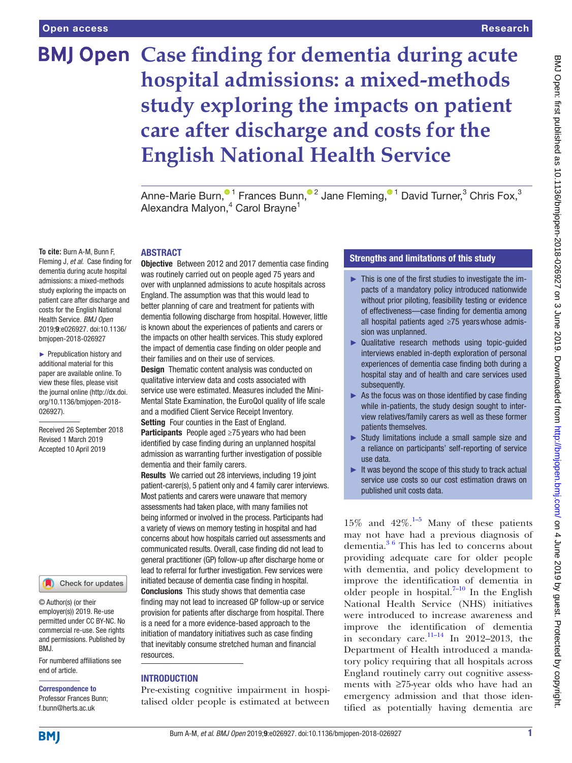# Case finding for dementia during acute hospital admissions: a mixed-methods study exploring the impacts on patient care after discharge and costs for the English National Health Service

Anne-Marie Burn,[1] Frances Bunn,[2] Jane Fleming,[1] David Turner,[3] Chris Fox,[3] Alexandra Malyon,[4] Carol Brayne[1]

**To cite:** Burn A-M, Bunn F, Fleming J, *et al*. Case finding for dementia during acute hospital admissions: a mixed-methods study exploring the impacts on patient care after discharge and costs for the English National Health Service. *BMJ Open* 2019;**9**:e026927. doi:10.1136/bmjopen-2018-026927

► Prepublication history and additional material for this paper are available online. To view these files, please visit the journal online (http://dx.doi.org/10.1136/bmjopen-2018-026927).

Received 26 September 2018
Revised 1 March 2019
Accepted 10 April 2019

© Author(s) (or their employer(s)) 2019. Re-use permitted under CC BY-NC. No commercial re-use. See rights and permissions. Published by BMJ.

For numbered affiliations see end of article.

**Correspondence to**
Professor Frances Bunn; f.bunn@herts.ac.uk

## ABSTRACT

**Objective** Between 2012 and 2017 dementia case finding was routinely carried out on people aged 75 years and over with unplanned admissions to acute hospitals across England. The assumption was that this would lead to better planning of care and treatment for patients with dementia following discharge from hospital. However, little is known about the experiences of patients and carers or the impacts on other health services. This study explored the impact of dementia case finding on older people and their families and on their use of services.

**Design** Thematic content analysis was conducted on qualitative interview data and costs associated with service use were estimated. Measures included the Mini-Mental State Examination, the EuroQol quality of life scale and a modified Client Service Receipt Inventory.

**Setting** Four counties in the East of England.

**Participants** People aged ≥75 years who had been identified by case finding during an unplanned hospital admission as warranting further investigation of possible dementia and their family carers.

**Results** We carried out 28 interviews, including 19 joint patient-carer(s), 5 patient only and 4 family carer interviews. Most patients and carers were unaware that memory assessments had taken place, with many families not being informed or involved in the process. Participants had a variety of views on memory testing in hospital and had concerns about how hospitals carried out assessments and communicated results. Overall, case finding did not lead to general practitioner (GP) follow-up after discharge home or lead to referral for further investigation. Few services were initiated because of dementia case finding in hospital.

**Conclusions** This study shows that dementia case finding may not lead to increased GP follow-up or service provision for patients after discharge from hospital. There is a need for a more evidence-based approach to the initiation of mandatory initiatives such as case finding that inevitably consume stretched human and financial resources.

## Strengths and limitations of this study

- ► This is one of the first studies to investigate the impacts of a mandatory policy introduced nationwide without prior piloting, feasibility testing or evidence of effectiveness—case finding for dementia among all hospital patients aged ≥75 years whose admission was unplanned.
- ► Qualitative research methods using topic-guided interviews enabled in-depth exploration of personal experiences of dementia case finding both during a hospital stay and of health and care services used subsequently.
- ► As the focus was on those identified by case finding while in-patients, the study design sought to interview relatives/family carers as well as these former patients themselves.
- ► Study limitations include a small sample size and a reliance on participants' self-reporting of service use data.
- ► It was beyond the scope of this study to track actual service use costs so our cost estimation draws on published unit costs data.

## INTRODUCTION

Pre-existing cognitive impairment in hospitalised older people is estimated at between 15% and 42%.[1–5] Many of these patients may not have had a previous diagnosis of dementia.[3 6] This has led to concerns about providing adequate care for older people with dementia, and policy development to improve the identification of dementia in older people in hospital.[7–10] In the English National Health Service (NHS) initiatives were introduced to increase awareness and improve the identification of dementia in secondary care.[11–14] In 2012–2013, the Department of Health introduced a mandatory policy requiring that all hospitals across England routinely carry out cognitive assessments with ≥75-year olds who have had an emergency admission and that those identified as potentially having dementia are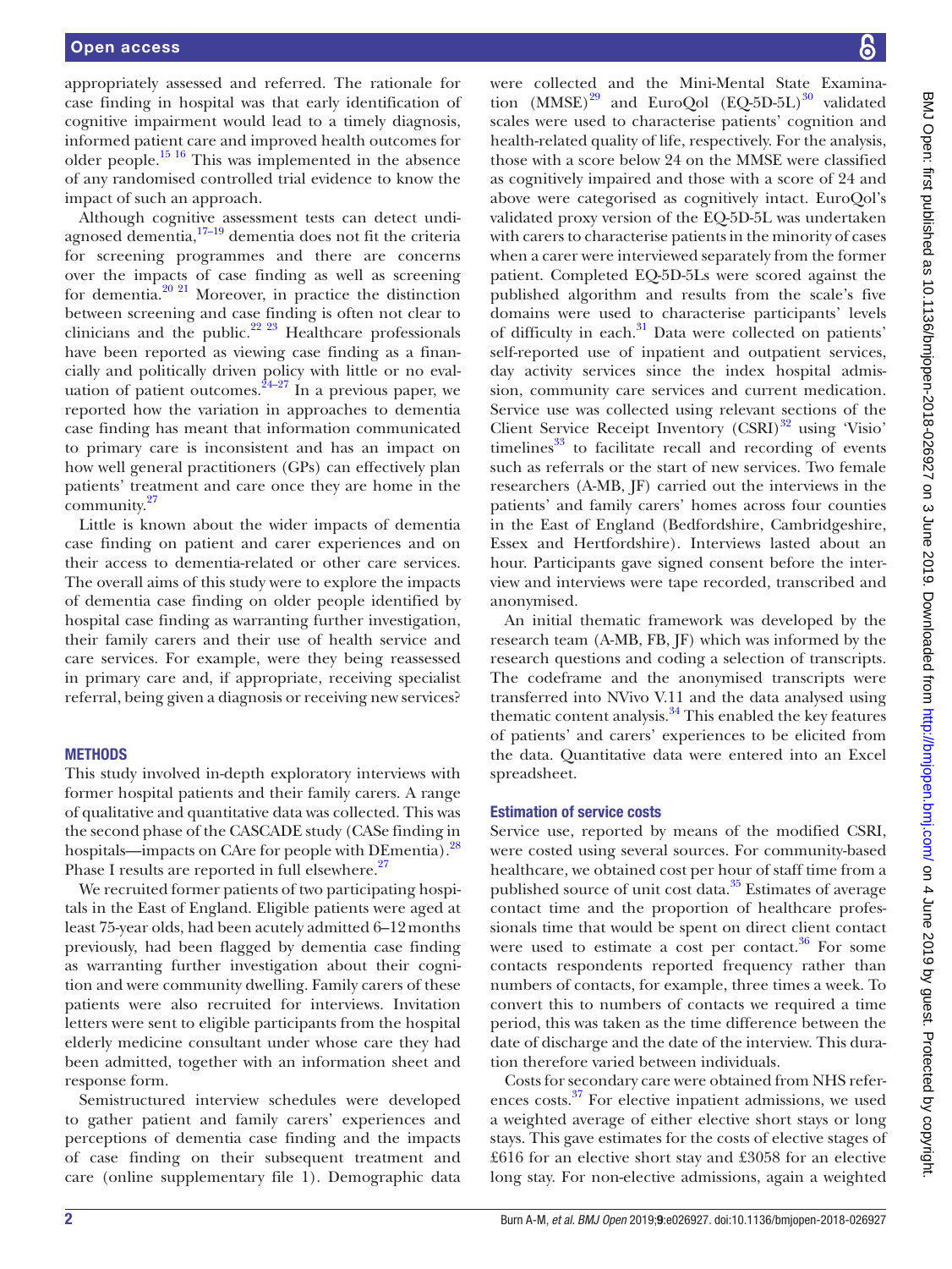appropriately assessed and referred. The rationale for case finding in hospital was that early identification of cognitive impairment would lead to a timely diagnosis, informed patient care and improved health outcomes for older people.[15 16] This was implemented in the absence of any randomised controlled trial evidence to know the impact of such an approach.

Although cognitive assessment tests can detect undiagnosed dementia,[17–19] dementia does not fit the criteria for screening programmes and there are concerns over the impacts of case finding as well as screening for dementia.[20 21] Moreover, in practice the distinction between screening and case finding is often not clear to clinicians and the public.[22 23] Healthcare professionals have been reported as viewing case finding as a financially and politically driven policy with little or no evaluation of patient outcomes.[24–27] In a previous paper, we reported how the variation in approaches to dementia case finding has meant that information communicated to primary care is inconsistent and has an impact on how well general practitioners (GPs) can effectively plan patients' treatment and care once they are home in the community.[27]

Little is known about the wider impacts of dementia case finding on patient and carer experiences and on their access to dementia-related or other care services. The overall aims of this study were to explore the impacts of dementia case finding on older people identified by hospital case finding as warranting further investigation, their family carers and their use of health service and care services. For example, were they being reassessed in primary care and, if appropriate, receiving specialist referral, being given a diagnosis or receiving new services?

## METHODS

This study involved in-depth exploratory interviews with former hospital patients and their family carers. A range of qualitative and quantitative data was collected. This was the second phase of the CASCADE study (CASe finding in hospitals—impacts on CAre for people with DEmentia).[28] Phase I results are reported in full elsewhere.[27]

We recruited former patients of two participating hospitals in the East of England. Eligible patients were aged at least 75-year olds, had been acutely admitted 6–12 months previously, had been flagged by dementia case finding as warranting further investigation about their cognition and were community dwelling. Family carers of these patients were also recruited for interviews. Invitation letters were sent to eligible participants from the hospital elderly medicine consultant under whose care they had been admitted, together with an information sheet and response form.

Semistructured interview schedules were developed to gather patient and family carers' experiences and perceptions of dementia case finding and the impacts of case finding on their subsequent treatment and care (online supplementary file 1). Demographic data were collected and the Mini-Mental State Examination (MMSE)[29] and EuroQol (EQ-5D-5L)[30] validated scales were used to characterise patients' cognition and health-related quality of life, respectively. For the analysis, those with a score below 24 on the MMSE were classified as cognitively impaired and those with a score of 24 and above were categorised as cognitively intact. EuroQol's validated proxy version of the EQ-5D-5L was undertaken with carers to characterise patients in the minority of cases when a carer were interviewed separately from the former patient. Completed EQ-5D-5Ls were scored against the published algorithm and results from the scale's five domains were used to characterise participants' levels of difficulty in each.[31] Data were collected on patients' self-reported use of inpatient and outpatient services, day activity services since the index hospital admission, community care services and current medication. Service use was collected using relevant sections of the Client Service Receipt Inventory (CSRI)[32] using 'Visio' timelines[33] to facilitate recall and recording of events such as referrals or the start of new services. Two female researchers (A-MB, JF) carried out the interviews in the patients' and family carers' homes across four counties in the East of England (Bedfordshire, Cambridgeshire, Essex and Hertfordshire). Interviews lasted about an hour. Participants gave signed consent before the interview and interviews were tape recorded, transcribed and anonymised.

An initial thematic framework was developed by the research team (A-MB, FB, JF) which was informed by the research questions and coding a selection of transcripts. The codeframe and the anonymised transcripts were transferred into NVivo V.11 and the data analysed using thematic content analysis.[34] This enabled the key features of patients' and carers' experiences to be elicited from the data. Quantitative data were entered into an Excel spreadsheet.

### Estimation of service costs

Service use, reported by means of the modified CSRI, were costed using several sources. For community-based healthcare, we obtained cost per hour of staff time from a published source of unit cost data.[35] Estimates of average contact time and the proportion of healthcare professionals time that would be spent on direct client contact were used to estimate a cost per contact.[36] For some contacts respondents reported frequency rather than numbers of contacts, for example, three times a week. To convert this to numbers of contacts we required a time period, this was taken as the time difference between the date of discharge and the date of the interview. This duration therefore varied between individuals.

Costs for secondary care were obtained from NHS references costs.[37] For elective inpatient admissions, we used a weighted average of either elective short stays or long stays. This gave estimates for the costs of elective stages of £616 for an elective short stay and £3058 for an elective long stay. For non-elective admissions, again a weighted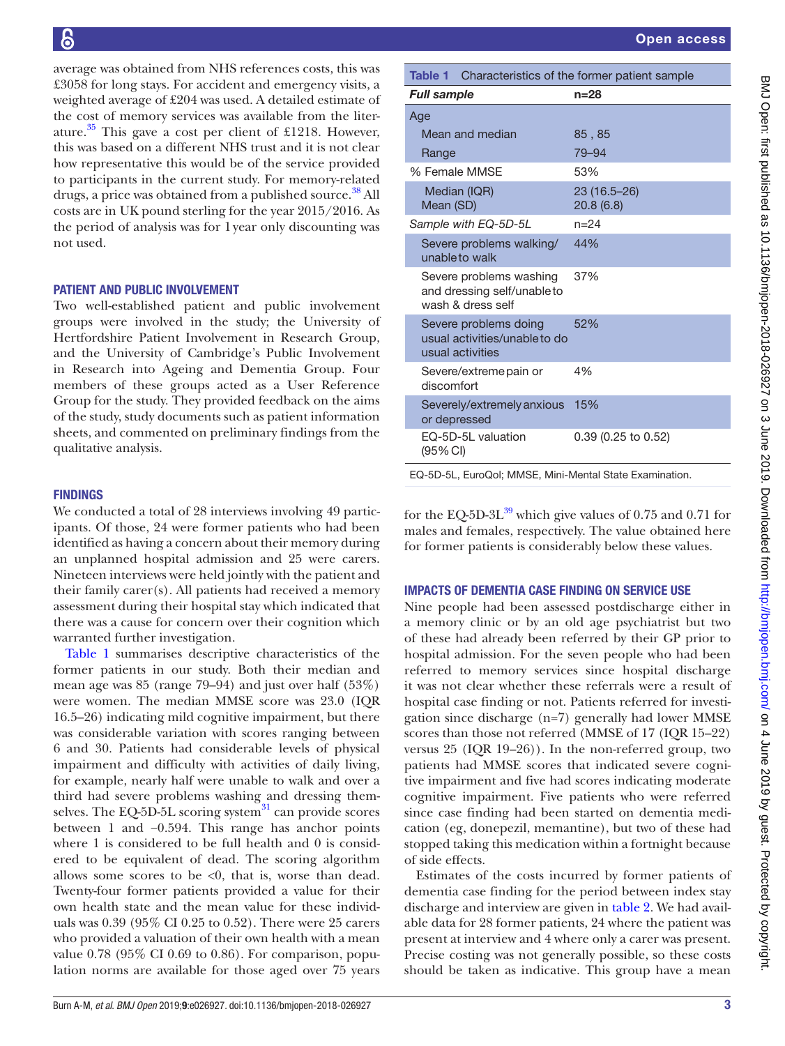average was obtained from NHS references costs, this was £3058 for long stays. For accident and emergency visits, a weighted average of £204 was used. A detailed estimate of the cost of memory services was available from the literature.[35] This gave a cost per client of £1218. However, this was based on a different NHS trust and it is not clear how representative this would be of the service provided to participants in the current study. For memory-related drugs, a price was obtained from a published source.[38] All costs are in UK pound sterling for the year 2015/2016. As the period of analysis was for 1 year only discounting was not used.

## PATIENT AND PUBLIC INVOLVEMENT

Two well-established patient and public involvement groups were involved in the study; the University of Hertfordshire Patient Involvement in Research Group, and the University of Cambridge's Public Involvement in Research into Ageing and Dementia Group. Four members of these groups acted as a User Reference Group for the study. They provided feedback on the aims of the study, study documents such as patient information sheets, and commented on preliminary findings from the qualitative analysis.

## FINDINGS

We conducted a total of 28 interviews involving 49 participants. Of those, 24 were former patients who had been identified as having a concern about their memory during an unplanned hospital admission and 25 were carers. Nineteen interviews were held jointly with the patient and their family carer(s). All patients had received a memory assessment during their hospital stay which indicated that there was a cause for concern over their cognition which warranted further investigation.

Table 1 summarises descriptive characteristics of the former patients in our study. Both their median and mean age was 85 (range 79–94) and just over half (53%) were women. The median MMSE score was 23.0 (IQR 16.5–26) indicating mild cognitive impairment, but there was considerable variation with scores ranging between 6 and 30. Patients had considerable levels of physical impairment and difficulty with activities of daily living, for example, nearly half were unable to walk and over a third had severe problems washing and dressing themselves. The EQ-5D-5L scoring system[31] can provide scores between 1 and −0.594. This range has anchor points where 1 is considered to be full health and 0 is considered to be equivalent of dead. The scoring algorithm allows some scores to be <0, that is, worse than dead. Twenty-four former patients provided a value for their own health state and the mean value for these individuals was 0.39 (95% CI 0.25 to 0.52). There were 25 carers who provided a valuation of their own health with a mean value 0.78 (95% CI 0.69 to 0.86). For comparison, population norms are available for those aged over 75 years for the EQ-5D-3L[39] which give values of 0.75 and 0.71 for males and females, respectively. The value obtained here for former patients is considerably below these values.

**Table 1** Characteristics of the former patient sample

| *Full sample* | n=28 |
|---|---|
| Age | |
| Mean and median | 85 , 85 |
| Range | 79–94 |
| % Female MMSE | 53% |
| Median (IQR)<br>Mean (SD) | 23 (16.5–26)<br>20.8 (6.8) |
| *Sample with EQ-5D-5L* | n=24 |
| Severe problems walking/unable to walk | 44% |
| Severe problems washing and dressing self/unable to wash & dress self | 37% |
| Severe problems doing usual activities/unable to do usual activities | 52% |
| Severe/extreme pain or discomfort | 4% |
| Severely/extremely anxious or depressed | 15% |
| EQ-5D-5L valuation (95% CI) | 0.39 (0.25 to 0.52) |

EQ-5D-5L, EuroQol; MMSE, Mini-Mental State Examination.

## IMPACTS OF DEMENTIA CASE FINDING ON SERVICE USE

Nine people had been assessed postdischarge either in a memory clinic or by an old age psychiatrist but two of these had already been referred by their GP prior to hospital admission. For the seven people who had been referred to memory services since hospital discharge it was not clear whether these referrals were a result of hospital case finding or not. Patients referred for investigation since discharge (n=7) generally had lower MMSE scores than those not referred (MMSE of 17 (IQR 15–22) versus 25 (IQR 19–26)). In the non-referred group, two patients had MMSE scores that indicated severe cognitive impairment and five had scores indicating moderate cognitive impairment. Five patients who were referred since case finding had been started on dementia medication (eg, donepezil, memantine), but two of these had stopped taking this medication within a fortnight because of side effects.

Estimates of the costs incurred by former patients of dementia case finding for the period between index stay discharge and interview are given in table 2. We had available data for 28 former patients, 24 where the patient was present at interview and 4 where only a carer was present. Precise costing was not generally possible, so these costs should be taken as indicative. This group have a mean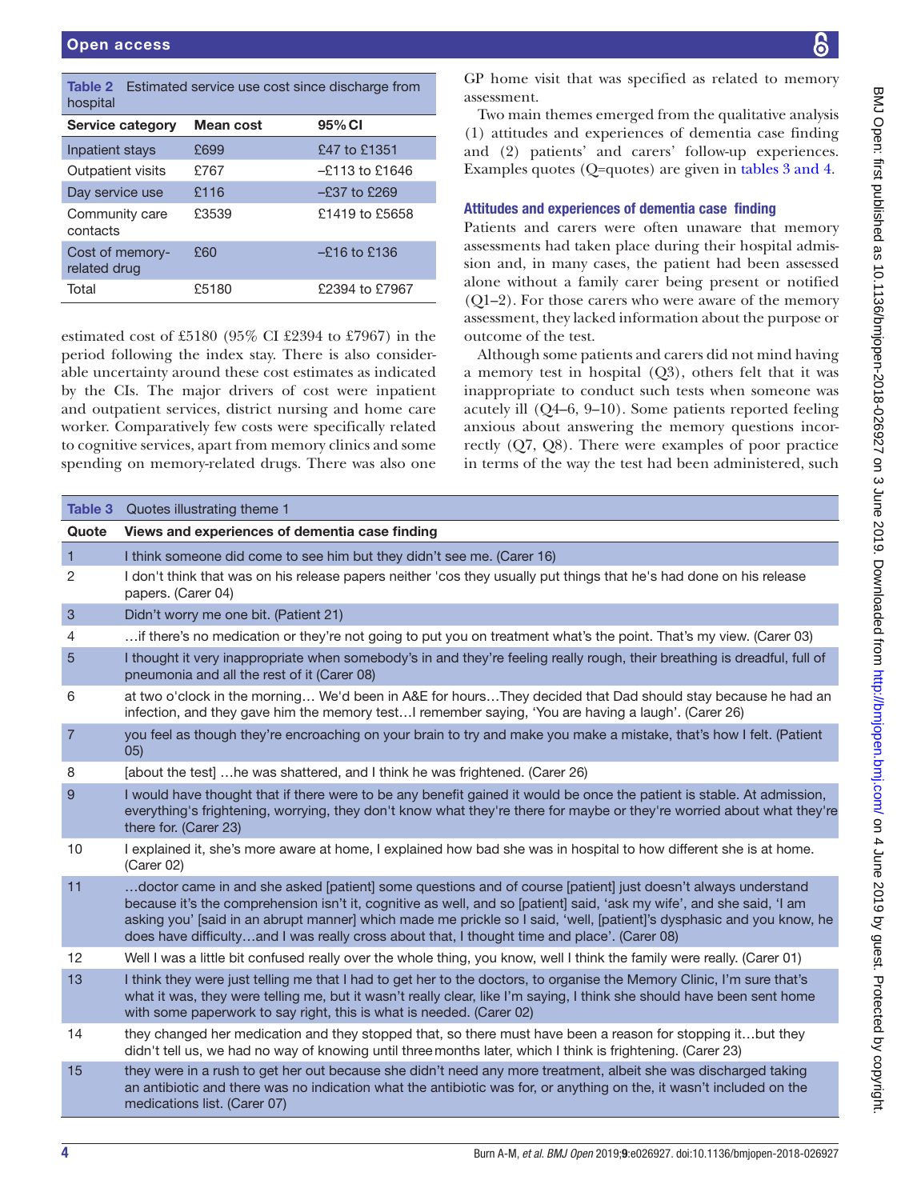**Table 2** Estimated service use cost since discharge from hospital

| Service category | Mean cost | 95% CI |
|---|---|---|
| Inpatient stays | £699 | £47 to £1351 |
| Outpatient visits | £767 | –£113 to £1646 |
| Day service use | £116 | –£37 to £269 |
| Community care contacts | £3539 | £1419 to £5658 |
| Cost of memory-related drug | £60 | –£16 to £136 |
| Total | £5180 | £2394 to £7967 |

estimated cost of £5180 (95% CI £2394 to £7967) in the period following the index stay. There is also considerable uncertainty around these cost estimates as indicated by the CIs. The major drivers of cost were inpatient and outpatient services, district nursing and home care worker. Comparatively few costs were specifically related to cognitive services, apart from memory clinics and some spending on memory-related drugs. There was also one GP home visit that was specified as related to memory assessment.

Two main themes emerged from the qualitative analysis (1) attitudes and experiences of dementia case finding and (2) patients' and carers' follow-up experiences. Examples quotes (Q=quotes) are given in tables 3 and 4.

### Attitudes and experiences of dementia case finding

Patients and carers were often unaware that memory assessments had taken place during their hospital admission and, in many cases, the patient had been assessed alone without a family carer being present or notified (Q1–2). For those carers who were aware of the memory assessment, they lacked information about the purpose or outcome of the test.

Although some patients and carers did not mind having a memory test in hospital (Q3), others felt that it was inappropriate to conduct such tests when someone was acutely ill (Q4–6, 9–10). Some patients reported feeling anxious about answering the memory questions incorrectly (Q7, Q8). There were examples of poor practice in terms of the way the test had been administered, such

**Table 3** Quotes illustrating theme 1

| Quote | Views and experiences of dementia case finding |
|---|---|
| 1 | I think someone did come to see him but they didn't see me. (Carer 16) |
| 2 | I don't think that was on his release papers neither 'cos they usually put things that he's had done on his release papers. (Carer 04) |
| 3 | Didn't worry me one bit. (Patient 21) |
| 4 | …if there's no medication or they're not going to put you on treatment what's the point. That's my view. (Carer 03) |
| 5 | I thought it very inappropriate when somebody's in and they're feeling really rough, their breathing is dreadful, full of pneumonia and all the rest of it (Carer 08) |
| 6 | at two o'clock in the morning… We'd been in A&E for hours…They decided that Dad should stay because he had an infection, and they gave him the memory test…I remember saying, 'You are having a laugh'. (Carer 26) |
| 7 | you feel as though they're encroaching on your brain to try and make you make a mistake, that's how I felt. (Patient 05) |
| 8 | [about the test] …he was shattered, and I think he was frightened. (Carer 26) |
| 9 | I would have thought that if there were to be any benefit gained it would be once the patient is stable. At admission, everything's frightening, worrying, they don't know what they're there for maybe or they're worried about what they're there for. (Carer 23) |
| 10 | I explained it, she's more aware at home, I explained how bad she was in hospital to how different she is at home. (Carer 02) |
| 11 | …doctor came in and she asked [patient] some questions and of course [patient] just doesn't always understand because it's the comprehension isn't it, cognitive as well, and so [patient] said, 'ask my wife', and she said, 'I am asking you' [said in an abrupt manner] which made me prickle so I said, 'well, [patient]'s dysphasic and you know, he does have difficulty…and I was really cross about that, I thought time and place'. (Carer 08) |
| 12 | Well I was a little bit confused really over the whole thing, you know, well I think the family were really. (Carer 01) |
| 13 | I think they were just telling me that I had to get her to the doctors, to organise the Memory Clinic, I'm sure that's what it was, they were telling me, but it wasn't really clear, like I'm saying, I think she should have been sent home with some paperwork to say right, this is what is needed. (Carer 02) |
| 14 | they changed her medication and they stopped that, so there must have been a reason for stopping it…but they didn't tell us, we had no way of knowing until three months later, which I think is frightening. (Carer 23) |
| 15 | they were in a rush to get her out because she didn't need any more treatment, albeit she was discharged taking an antibiotic and there was no indication what the antibiotic was for, or anything on the, it wasn't included on the medications list. (Carer 07) |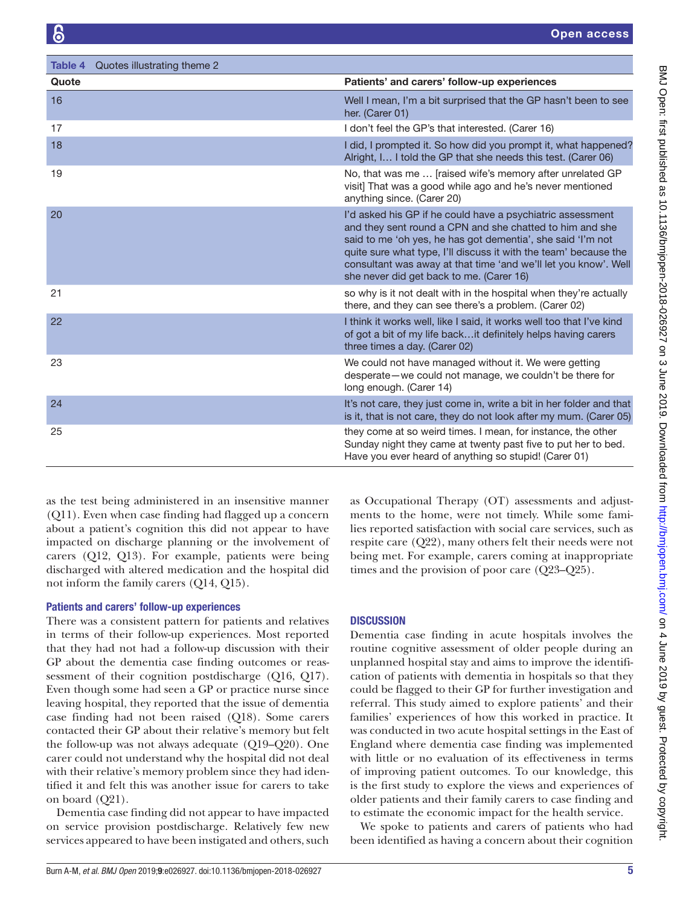Table 4 Quotes illustrating theme 2

| Quote | Patients' and carers' follow-up experiences |
|---|---|
| 16 | Well I mean, I'm a bit surprised that the GP hasn't been to see her. (Carer 01) |
| 17 | I don't feel the GP's that interested. (Carer 16) |
| 18 | I did, I prompted it. So how did you prompt it, what happened? Alright, I… I told the GP that she needs this test. (Carer 06) |
| 19 | No, that was me … [raised wife's memory after unrelated GP visit] That was a good while ago and he's never mentioned anything since. (Carer 20) |
| 20 | I'd asked his GP if he could have a psychiatric assessment and they sent round a CPN and she chatted to him and she said to me 'oh yes, he has got dementia', she said 'I'm not quite sure what type, I'll discuss it with the team' because the consultant was away at that time 'and we'll let you know'. Well she never did get back to me. (Carer 16) |
| 21 | so why is it not dealt with in the hospital when they're actually there, and they can see there's a problem. (Carer 02) |
| 22 | I think it works well, like I said, it works well too that I've kind of got a bit of my life back…it definitely helps having carers three times a day. (Carer 02) |
| 23 | We could not have managed without it. We were getting desperate—we could not manage, we couldn't be there for long enough. (Carer 14) |
| 24 | It's not care, they just come in, write a bit in her folder and that is it, that is not care, they do not look after my mum. (Carer 05) |
| 25 | they come at so weird times. I mean, for instance, the other Sunday night they came at twenty past five to put her to bed. Have you ever heard of anything so stupid! (Carer 01) |

as the test being administered in an insensitive manner (Q11). Even when case finding had flagged up a concern about a patient's cognition this did not appear to have impacted on discharge planning or the involvement of carers (Q12, Q13). For example, patients were being discharged with altered medication and the hospital did not inform the family carers (Q14, Q15).

### Patients and carers' follow-up experiences

There was a consistent pattern for patients and relatives in terms of their follow-up experiences. Most reported that they had not had a follow-up discussion with their GP about the dementia case finding outcomes or reassessment of their cognition postdischarge (Q16, Q17). Even though some had seen a GP or practice nurse since leaving hospital, they reported that the issue of dementia case finding had not been raised (Q18). Some carers contacted their GP about their relative's memory but felt the follow-up was not always adequate (Q19–Q20). One carer could not understand why the hospital did not deal with their relative's memory problem since they had identified it and felt this was another issue for carers to take on board (Q21).

Dementia case finding did not appear to have impacted on service provision postdischarge. Relatively few new services appeared to have been instigated and others, such as Occupational Therapy (OT) assessments and adjustments to the home, were not timely. While some families reported satisfaction with social care services, such as respite care (Q22), many others felt their needs were not being met. For example, carers coming at inappropriate times and the provision of poor care (Q23–Q25).

## DISCUSSION

Dementia case finding in acute hospitals involves the routine cognitive assessment of older people during an unplanned hospital stay and aims to improve the identification of patients with dementia in hospitals so that they could be flagged to their GP for further investigation and referral. This study aimed to explore patients' and their families' experiences of how this worked in practice. It was conducted in two acute hospital settings in the East of England where dementia case finding was implemented with little or no evaluation of its effectiveness in terms of improving patient outcomes. To our knowledge, this is the first study to explore the views and experiences of older patients and their family carers to case finding and to estimate the economic impact for the health service.

We spoke to patients and carers of patients who had been identified as having a concern about their cognition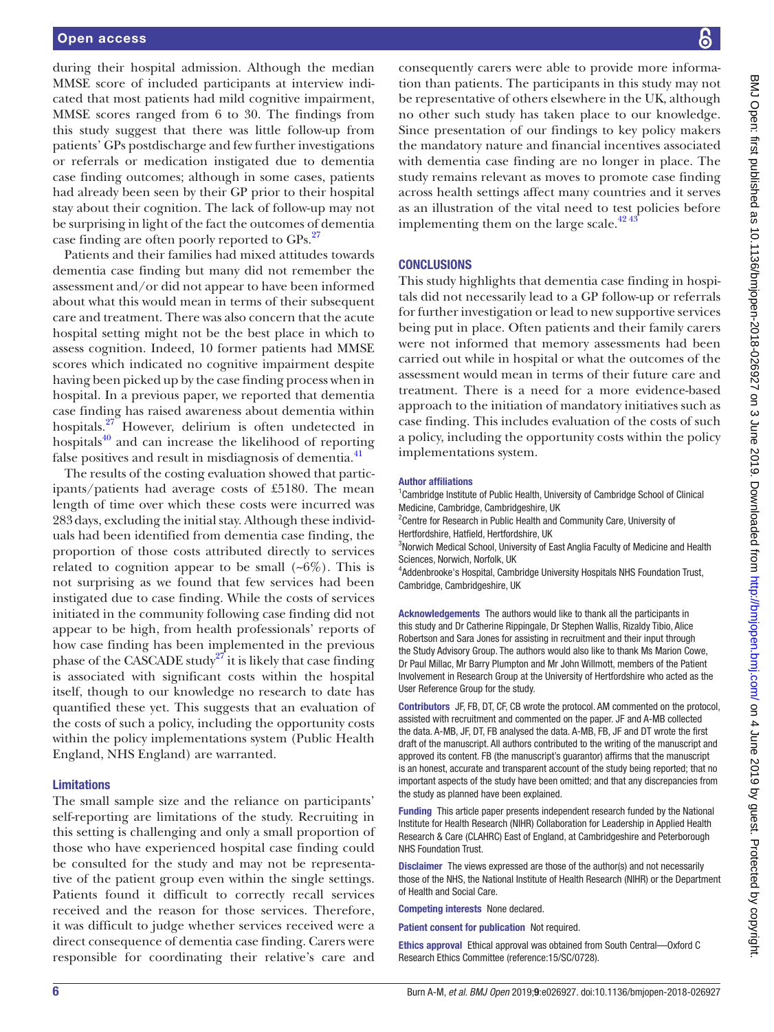during their hospital admission. Although the median MMSE score of included participants at interview indicated that most patients had mild cognitive impairment, MMSE scores ranged from 6 to 30. The findings from this study suggest that there was little follow-up from patients' GPs postdischarge and few further investigations or referrals or medication instigated due to dementia case finding outcomes; although in some cases, patients had already been seen by their GP prior to their hospital stay about their cognition. The lack of follow-up may not be surprising in light of the fact the outcomes of dementia case finding are often poorly reported to GPs.[27]

Patients and their families had mixed attitudes towards dementia case finding but many did not remember the assessment and/or did not appear to have been informed about what this would mean in terms of their subsequent care and treatment. There was also concern that the acute hospital setting might not be the best place in which to assess cognition. Indeed, 10 former patients had MMSE scores which indicated no cognitive impairment despite having been picked up by the case finding process when in hospital. In a previous paper, we reported that dementia case finding has raised awareness about dementia within hospitals.[27] However, delirium is often undetected in hospitals[40] and can increase the likelihood of reporting false positives and result in misdiagnosis of dementia.[41]

The results of the costing evaluation showed that participants/patients had average costs of £5180. The mean length of time over which these costs were incurred was 283 days, excluding the initial stay. Although these individuals had been identified from dementia case finding, the proportion of those costs attributed directly to services related to cognition appear to be small (~6%). This is not surprising as we found that few services had been instigated due to case finding. While the costs of services initiated in the community following case finding did not appear to be high, from health professionals' reports of how case finding has been implemented in the previous phase of the CASCADE study[27] it is likely that case finding is associated with significant costs within the hospital itself, though to our knowledge no research to date has quantified these yet. This suggests that an evaluation of the costs of such a policy, including the opportunity costs within the policy implementations system (Public Health England, NHS England) are warranted.

### Limitations

The small sample size and the reliance on participants' self-reporting are limitations of the study. Recruiting in this setting is challenging and only a small proportion of those who have experienced hospital case finding could be consulted for the study and may not be representative of the patient group even within the single settings. Patients found it difficult to correctly recall services received and the reason for those services. Therefore, it was difficult to judge whether services received were a direct consequence of dementia case finding. Carers were responsible for coordinating their relative's care and consequently carers were able to provide more information than patients. The participants in this study may not be representative of others elsewhere in the UK, although no other such study has taken place to our knowledge. Since presentation of our findings to key policy makers the mandatory nature and financial incentives associated with dementia case finding are no longer in place. The study remains relevant as moves to promote case finding across health settings affect many countries and it serves as an illustration of the vital need to test policies before implementing them on the large scale.[42,43]

## CONCLUSIONS

This study highlights that dementia case finding in hospitals did not necessarily lead to a GP follow-up or referrals for further investigation or lead to new supportive services being put in place. Often patients and their family carers were not informed that memory assessments had been carried out while in hospital or what the outcomes of the assessment would mean in terms of their future care and treatment. There is a need for a more evidence-based approach to the initiation of mandatory initiatives such as case finding. This includes evaluation of the costs of such a policy, including the opportunity costs within the policy implementations system.

**Author affiliations**

[1]Cambridge Institute of Public Health, University of Cambridge School of Clinical Medicine, Cambridge, Cambridgeshire, UK
[2]Centre for Research in Public Health and Community Care, University of Hertfordshire, Hatfield, Hertfordshire, UK
[3]Norwich Medical School, University of East Anglia Faculty of Medicine and Health Sciences, Norwich, Norfolk, UK
[4]Addenbrooke's Hospital, Cambridge University Hospitals NHS Foundation Trust, Cambridge, Cambridgeshire, UK

**Acknowledgements** The authors would like to thank all the participants in this study and Dr Catherine Rippingale, Dr Stephen Wallis, Rizaldy Tibio, Alice Robertson and Sara Jones for assisting in recruitment and their input through the Study Advisory Group. The authors would also like to thank Ms Marion Cowe, Dr Paul Millac, Mr Barry Plumpton and Mr John Willmott, members of the Patient Involvement in Research Group at the University of Hertfordshire who acted as the User Reference Group for the study.

**Contributors** JF, FB, DT, CF, CB wrote the protocol. AM commented on the protocol, assisted with recruitment and commented on the paper. JF and A-MB collected the data. A-MB, JF, DT, FB analysed the data. A-MB, FB, JF and DT wrote the first draft of the manuscript. All authors contributed to the writing of the manuscript and approved its content. FB (the manuscript's guarantor) affirms that the manuscript is an honest, accurate and transparent account of the study being reported; that no important aspects of the study have been omitted; and that any discrepancies from the study as planned have been explained.

**Funding** This article paper presents independent research funded by the National Institute for Health Research (NIHR) Collaboration for Leadership in Applied Health Research & Care (CLAHRC) East of England, at Cambridgeshire and Peterborough NHS Foundation Trust.

**Disclaimer** The views expressed are those of the author(s) and not necessarily those of the NHS, the National Institute of Health Research (NIHR) or the Department of Health and Social Care.

**Competing interests** None declared.

**Patient consent for publication** Not required.

**Ethics approval** Ethical approval was obtained from South Central—Oxford C Research Ethics Committee (reference:15/SC/0728).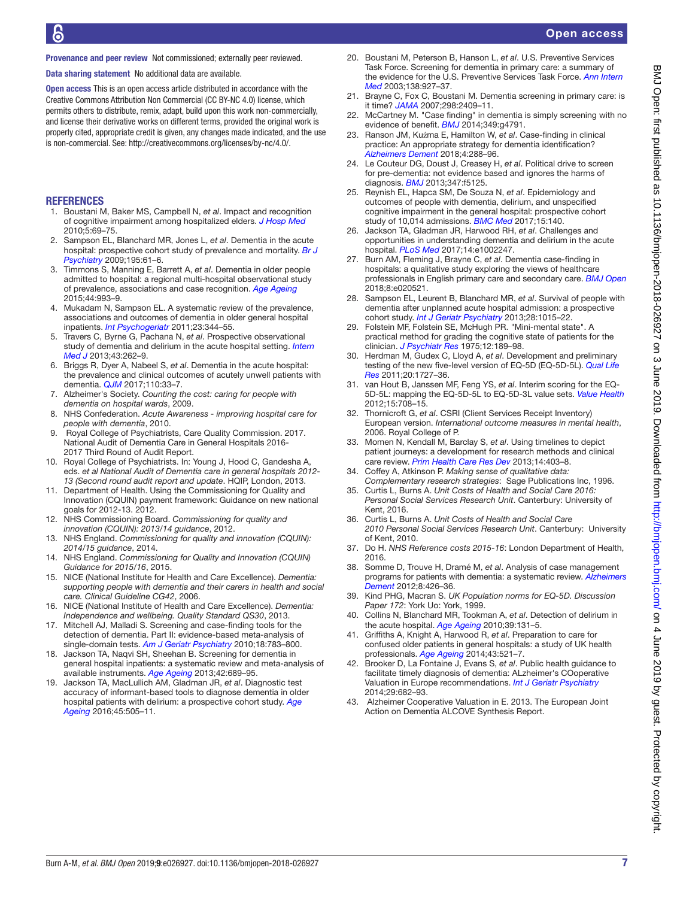**Provenance and peer review** Not commissioned; externally peer reviewed.

**Data sharing statement** No additional data are available.

**Open access** This is an open access article distributed in accordance with the Creative Commons Attribution Non Commercial (CC BY-NC 4.0) license, which permits others to distribute, remix, adapt, build upon this work non-commercially, and license their derivative works on different terms, provided the original work is properly cited, appropriate credit is given, any changes made indicated, and the use is non-commercial. See: http://creativecommons.org/licenses/by-nc/4.0/.

## REFERENCES

1. Boustani M, Baker MS, Campbell N, *et al*. Impact and recognition of cognitive impairment among hospitalized elders. *J Hosp Med* 2010;5:69–75.
2. Sampson EL, Blanchard MR, Jones L, *et al*. Dementia in the acute hospital: prospective cohort study of prevalence and mortality. *Br J Psychiatry* 2009;195:61–6.
3. Timmons S, Manning E, Barrett A, *et al*. Dementia in older people admitted to hospital: a regional multi-hospital observational study of prevalence, associations and case recognition. *Age Ageing* 2015;44:993–9.
4. Mukadam N, Sampson EL. A systematic review of the prevalence, associations and outcomes of dementia in older general hospital inpatients. *Int Psychogeriatr* 2011;23:344–55.
5. Travers C, Byrne G, Pachana N, *et al*. Prospective observational study of dementia and delirium in the acute hospital setting. *Intern Med J* 2013;43:262–9.
6. Briggs R, Dyer A, Nabeel S, *et al*. Dementia in the acute hospital: the prevalence and clinical outcomes of acutely unwell patients with dementia. *QJM* 2017;110:33–7.
7. Alzheimer's Society. *Counting the cost: caring for people with dementia on hospital wards*, 2009.
8. NHS Confederation. *Acute Awareness - improving hospital care for people with dementia*, 2010.
9. Royal College of Psychiatrists, Care Quality Commission. 2017. National Audit of Dementia Care in General Hospitals 2016-2017 Third Round of Audit Report.
10. Royal College of Psychiatrists. In: Young J, Hood C, Gandesha A, eds. *et al National Audit of Dementia care in general hospitals 2012-13 (Second round audit report and update*. HQIP, London, 2013.
11. Department of Health. Using the Commissioning for Quality and Innovation (CQUIN) payment framework: Guidance on new national goals for 2012-13. 2012.
12. NHS Commissioning Board. *Commissioning for quality and innovation (CQUIN): 2013/14 guidance*, 2012.
13. NHS England. *Commissioning for quality and innovation (CQUIN): 2014/15 guidance*, 2014.
14. NHS England. *Commissioning for Quality and Innovation (CQUIN) Guidance for 2015/16*, 2015.
15. NICE (National Institute for Health and Care Excellence). *Dementia: supporting people with dementia and their carers in health and social care. Clinical Guideline CG42*, 2006.
16. NICE (National Institute for Health and Care Excellence). *Dementia: Independence and wellbeing. Quality Standard QS30*, 2013.
17. Mitchell AJ, Malladi S. Screening and case-finding tools for the detection of dementia. Part II: evidence-based meta-analysis of single-domain tests. *Am J Geriatr Psychiatry* 2010;18:783–800.
18. Jackson TA, Naqvi SH, Sheehan B. Screening for dementia in general hospital inpatients: a systematic review and meta-analysis of available instruments. *Age Ageing* 2013;42:689–95.
19. Jackson TA, MacLullich AM, Gladman JR, *et al*. Diagnostic test accuracy of informant-based tools to diagnose dementia in older hospital patients with delirium: a prospective cohort study. *Age Ageing* 2016;45:505–11.
20. Boustani M, Peterson B, Hanson L, *et al*. U.S. Preventive Services Task Force. Screening for dementia in primary care: a summary of the evidence for the U.S. Preventive Services Task Force. *Ann Intern Med* 2003;138:927–37.
21. Brayne C, Fox C, Boustani M. Dementia screening in primary care: is it time? *JAMA* 2007;298:2409–11.
22. McCartney M. "Case finding" in dementia is simply screening with no evidence of benefit. *BMJ* 2014;349:g4791.
23. Ranson JM, Kuźma E, Hamilton W, *et al*. Case-finding in clinical practice: An appropriate strategy for dementia identification? *Alzheimers Dement* 2018;4:288–96.
24. Le Couteur DG, Doust J, Creasey H, *et al*. Political drive to screen for pre-dementia: not evidence based and ignores the harms of diagnosis. *BMJ* 2013;347:f5125.
25. Reynish EL, Hapca SM, De Souza N, *et al*. Epidemiology and outcomes of people with dementia, delirium, and unspecified cognitive impairment in the general hospital: prospective cohort study of 10,014 admissions. *BMC Med* 2017;15:140.
26. Jackson TA, Gladman JR, Harwood RH, *et al*. Challenges and opportunities in understanding dementia and delirium in the acute hospital. *PLoS Med* 2017;14:e1002247.
27. Burn AM, Fleming J, Brayne C, *et al*. Dementia case-finding in hospitals: a qualitative study exploring the views of healthcare professionals in English primary care and secondary care. *BMJ Open* 2018;8:e020521.
28. Sampson EL, Leurent B, Blanchard MR, *et al*. Survival of people with dementia after unplanned acute hospital admission: a prospective cohort study. *Int J Geriatr Psychiatry* 2013;28:1015–22.
29. Folstein MF, Folstein SE, McHugh PR. "Mini-mental state". A practical method for grading the cognitive state of patients for the clinician. *J Psychiatr Res* 1975;12:189–98.
30. Herdman M, Gudex C, Lloyd A, *et al*. Development and preliminary testing of the new five-level version of EQ-5D (EQ-5D-5L). *Qual Life Res* 2011;20:1727–36.
31. van Hout B, Janssen MF, Feng YS, *et al*. Interim scoring for the EQ-5D-5L: mapping the EQ-5D-5L to EQ-5D-3L value sets. *Value Health* 2012;15:708–15.
32. Thornicroft G, *et al*. CSRI (Client Services Receipt Inventory) European version. *International outcome measures in mental health*, 2006. Royal College of P.
33. Momen N, Kendall M, Barclay S, *et al*. Using timelines to depict patient journeys: a development for research methods and clinical care review. *Prim Health Care Res Dev* 2013;14:403–8.
34. Coffey A, Atkinson P. *Making sense of qualitative data: Complementary research strategies*: Sage Publications Inc, 1996.
35. Curtis L, Burns A. *Unit Costs of Health and Social Care 2016: Personal Social Services Research Unit*. Canterbury: University of Kent, 2016.
36. Curtis L, Burns A. *Unit Costs of Health and Social Care 2010 Personal Social Services Research Unit*. Canterbury: University of Kent, 2010.
37. Do H. *NHS Reference costs 2015-16*: London Department of Health, 2016.
38. Somme D, Trouve H, Dramé M, *et al*. Analysis of case management programs for patients with dementia: a systematic review. *Alzheimers Dement* 2012;8:426–36.
39. Kind PHG, Macran S. *UK Population norms for EQ-5D. Discussion Paper 172*: York Uo: York, 1999.
40. Collins N, Blanchard MR, Tookman A, *et al*. Detection of delirium in the acute hospital. *Age Ageing* 2010;39:131–5.
41. Griffiths A, Knight A, Harwood R, *et al*. Preparation to care for confused older patients in general hospitals: a study of UK health professionals. *Age Ageing* 2014;43:521–7.
42. Brooker D, La Fontaine J, Evans S, *et al*. Public health guidance to facilitate timely diagnosis of dementia: ALzheimer's COoperative Valuation in Europe recommendations. *Int J Geriatr Psychiatry* 2014;29:682–93.
43. Alzheimer Cooperative Valuation in E. 2013. The European Joint Action on Dementia ALCOVE Synthesis Report.